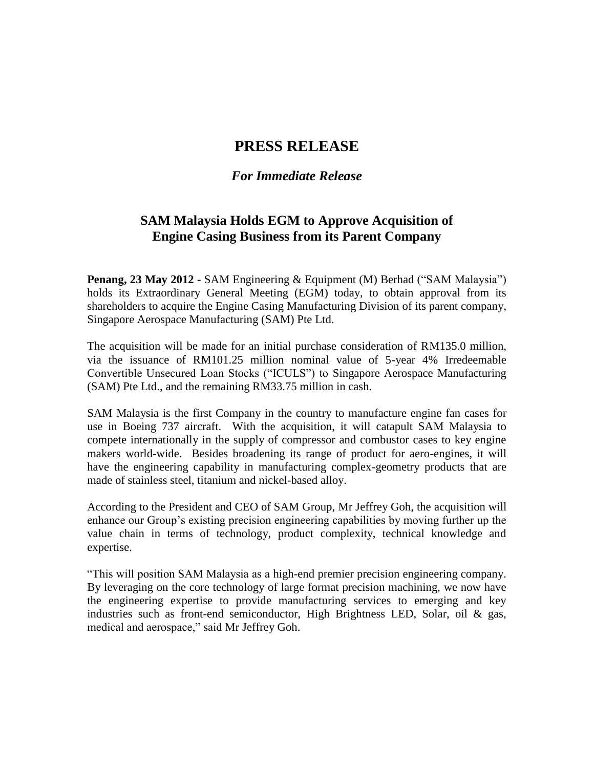# PRESS RELEASE

***For Immediate Release***

## SAM Malaysia Holds EGM to Approve Acquisition of Engine Casing Business from its Parent Company

**Penang, 23 May 2012 -** SAM Engineering & Equipment (M) Berhad ("SAM Malaysia") holds its Extraordinary General Meeting (EGM) today, to obtain approval from its shareholders to acquire the Engine Casing Manufacturing Division of its parent company, Singapore Aerospace Manufacturing (SAM) Pte Ltd.

The acquisition will be made for an initial purchase consideration of RM135.0 million, via the issuance of RM101.25 million nominal value of 5-year 4% Irredeemable Convertible Unsecured Loan Stocks ("ICULS") to Singapore Aerospace Manufacturing (SAM) Pte Ltd., and the remaining RM33.75 million in cash.

SAM Malaysia is the first Company in the country to manufacture engine fan cases for use in Boeing 737 aircraft. With the acquisition, it will catapult SAM Malaysia to compete internationally in the supply of compressor and combustor cases to key engine makers world-wide. Besides broadening its range of product for aero-engines, it will have the engineering capability in manufacturing complex-geometry products that are made of stainless steel, titanium and nickel-based alloy.

According to the President and CEO of SAM Group, Mr Jeffrey Goh, the acquisition will enhance our Group's existing precision engineering capabilities by moving further up the value chain in terms of technology, product complexity, technical knowledge and expertise.

"This will position SAM Malaysia as a high-end premier precision engineering company. By leveraging on the core technology of large format precision machining, we now have the engineering expertise to provide manufacturing services to emerging and key industries such as front-end semiconductor, High Brightness LED, Solar, oil & gas, medical and aerospace," said Mr Jeffrey Goh.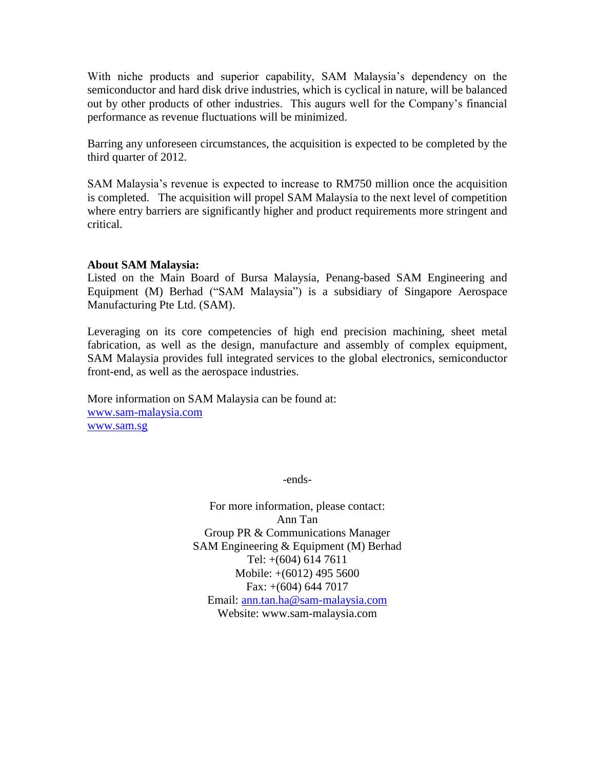With niche products and superior capability, SAM Malaysia's dependency on the semiconductor and hard disk drive industries, which is cyclical in nature, will be balanced out by other products of other industries. This augurs well for the Company's financial performance as revenue fluctuations will be minimized.

Barring any unforeseen circumstances, the acquisition is expected to be completed by the third quarter of 2012.

SAM Malaysia's revenue is expected to increase to RM750 million once the acquisition is completed. The acquisition will propel SAM Malaysia to the next level of competition where entry barriers are significantly higher and product requirements more stringent and critical.

**About SAM Malaysia:**
Listed on the Main Board of Bursa Malaysia, Penang-based SAM Engineering and Equipment (M) Berhad ("SAM Malaysia") is a subsidiary of Singapore Aerospace Manufacturing Pte Ltd. (SAM).

Leveraging on its core competencies of high end precision machining, sheet metal fabrication, as well as the design, manufacture and assembly of complex equipment, SAM Malaysia provides full integrated services to the global electronics, semiconductor front-end, as well as the aerospace industries.

More information on SAM Malaysia can be found at:
www.sam-malaysia.com
www.sam.sg

-ends-

For more information, please contact:
Ann Tan
Group PR & Communications Manager
SAM Engineering & Equipment (M) Berhad
Tel: +(604) 614 7611
Mobile: +(6012) 495 5600
Fax: +(604) 644 7017
Email: ann.tan.ha@sam-malaysia.com
Website: www.sam-malaysia.com